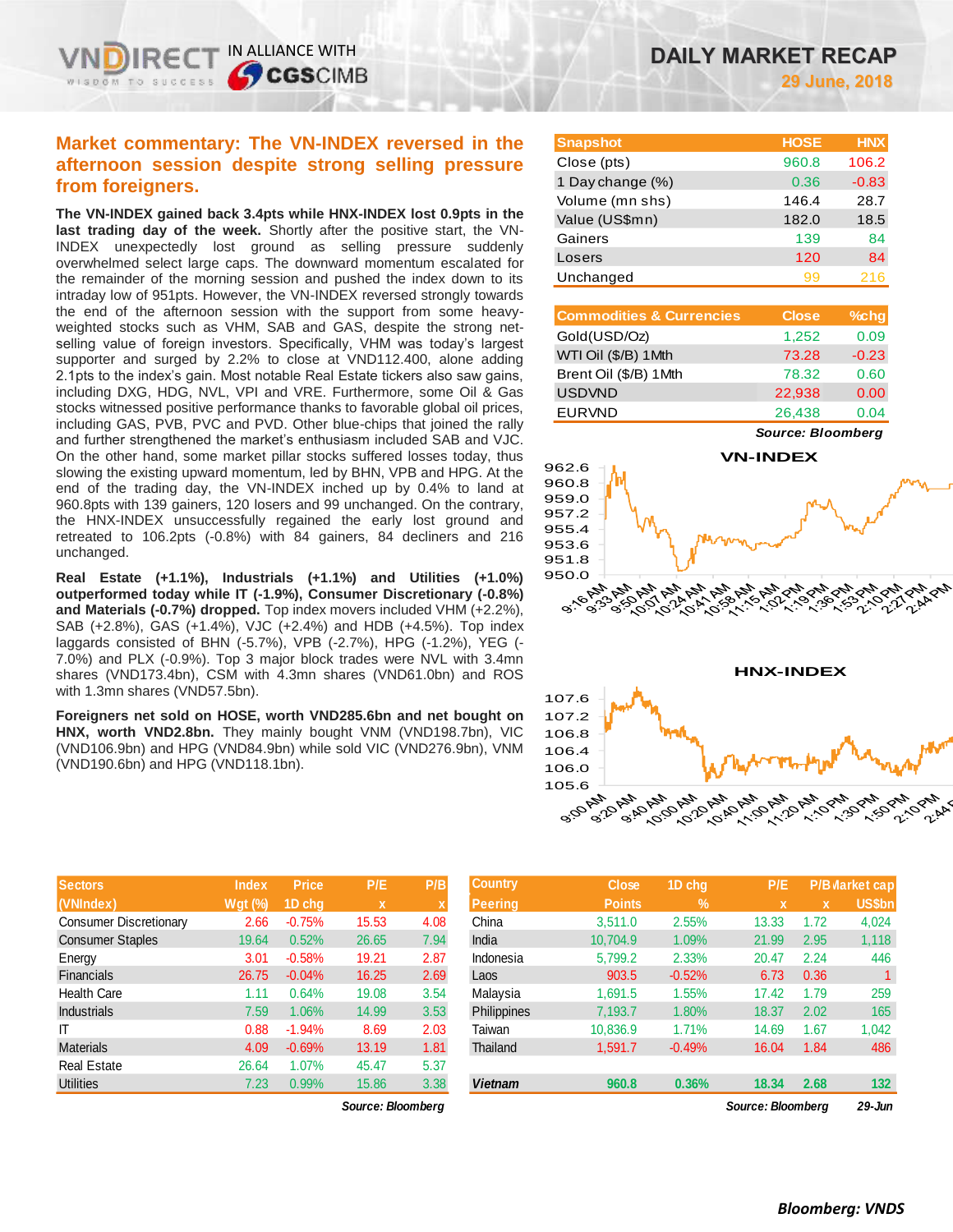# DAILY MARKET RECAP

**29 June, 2018**

## Market commentary: The VN-INDEX reversed in the afternoon session despite strong selling pressure from foreigners.

**The VN-INDEX gained back 3.4pts while HNX-INDEX lost 0.9pts in the last trading day of the week.** Shortly after the positive start, the VN-INDEX unexpectedly lost ground as selling pressure suddenly overwhelmed select large caps. The downward momentum escalated for the remainder of the morning session and pushed the index down to its intraday low of 951pts. However, the VN-INDEX reversed strongly towards the end of the afternoon session with the support from some heavy-weighted stocks such as VHM, SAB and GAS, despite the strong net-selling value of foreign investors. Specifically, VHM was today's largest supporter and surged by 2.2% to close at VND112.400, alone adding 2.1pts to the index's gain. Most notable Real Estate tickers also saw gains, including DXG, HDG, NVL, VPI and VRE. Furthermore, some Oil & Gas stocks witnessed positive performance thanks to favorable global oil prices, including GAS, PVB, PVC and PVD. Other blue-chips that joined the rally and further strengthened the market's enthusiasm included SAB and VJC. On the other hand, some market pillar stocks suffered losses today, thus slowing the existing upward momentum, led by BHN, VPB and HPG. At the end of the trading day, the VN-INDEX inched up by 0.4% to land at 960.8pts with 139 gainers, 120 losers and 99 unchanged. On the contrary, the HNX-INDEX unsuccessfully regained the early lost ground and retreated to 106.2pts (-0.8%) with 84 gainers, 84 decliners and 216 unchanged.

**Real Estate (+1.1%), Industrials (+1.1%) and Utilities (+1.0%) outperformed today while IT (-1.9%), Consumer Discretionary (-0.8%) and Materials (-0.7%) dropped.** Top index movers included VHM (+2.2%), SAB (+2.8%), GAS (+1.4%), VJC (+2.4%) and HDB (+4.5%). Top index laggards consisted of BHN (-5.7%), VPB (-2.7%), HPG (-1.2%), YEG (-7.0%) and PLX (-0.9%). Top 3 major block trades were NVL with 3.4mn shares (VND173.4bn), CSM with 4.3mn shares (VND61.0bn) and ROS with 1.3mn shares (VND57.5bn).

**Foreigners net sold on HOSE, worth VND285.6bn and net bought on HNX, worth VND2.8bn.** They mainly bought VNM (VND198.7bn), VIC (VND106.9bn) and HPG (VND84.9bn) while sold VIC (VND276.9bn), VNM (VND190.6bn) and HPG (VND118.1bn).

| Snapshot | HOSE | HNX |
|---|---|---|
| Close (pts) | 960.8 | 106.2 |
| 1 Day change (%) | 0.36 | -0.83 |
| Volume (mn shs) | 146.4 | 28.7 |
| Value (US$mn) | 182.0 | 18.5 |
| Gainers | 139 | 84 |
| Losers | 120 | 84 |
| Unchanged | 99 | 216 |

| Commodities & Currencies | Close | %chg |
|---|---|---|
| Gold(USD/Oz) | 1,252 | 0.09 |
| WTI Oil ($/B) 1Mth | 73.28 | -0.23 |
| Brent Oil ($/B) 1Mth | 78.32 | 0.60 |
| USDVND | 22,938 | 0.00 |
| EURVND | 26,438 | 0.04 |

*Source: Bloomberg*

| Sectors (VNIndex) | Index Wgt (%) | Price 1D chg | P/E x | P/B x |
|---|---|---|---|---|
| Consumer Discretionary | 2.66 | -0.75% | 15.53 | 4.08 |
| Consumer Staples | 19.64 | 0.52% | 26.65 | 7.94 |
| Energy | 3.01 | -0.58% | 19.21 | 2.87 |
| Financials | 26.75 | -0.04% | 16.25 | 2.69 |
| Health Care | 1.11 | 0.64% | 19.08 | 3.54 |
| Industrials | 7.59 | 1.06% | 14.99 | 3.53 |
| IT | 0.88 | -1.94% | 8.69 | 2.03 |
| Materials | 4.09 | -0.69% | 13.19 | 1.81 |
| Real Estate | 26.64 | 1.07% | 45.47 | 5.37 |
| Utilities | 7.23 | 0.99% | 15.86 | 3.38 |

*Source: Bloomberg*

| Country Peering | Close Points | 1D chg % | P/E x | P/B x | Market cap US$bn |
|---|---|---|---|---|---|
| China | 3,511.0 | 2.55% | 13.33 | 1.72 | 4,024 |
| India | 10,704.9 | 1.09% | 21.99 | 2.95 | 1,118 |
| Indonesia | 5,799.2 | 2.33% | 20.47 | 2.24 | 446 |
| Laos | 903.5 | -0.52% | 6.73 | 0.36 | 1 |
| Malaysia | 1,691.5 | 1.55% | 17.42 | 1.79 | 259 |
| Philippines | 7,193.7 | 1.80% | 18.37 | 2.02 | 165 |
| Taiwan | 10,836.9 | 1.71% | 14.69 | 1.67 | 1,042 |
| Thailand | 1,591.7 | -0.49% | 16.04 | 1.84 | 486 |
| ***Vietnam*** | **960.8** | **0.36%** | **18.34** | **2.68** | **132** |

*Source: Bloomberg* *29-Jun*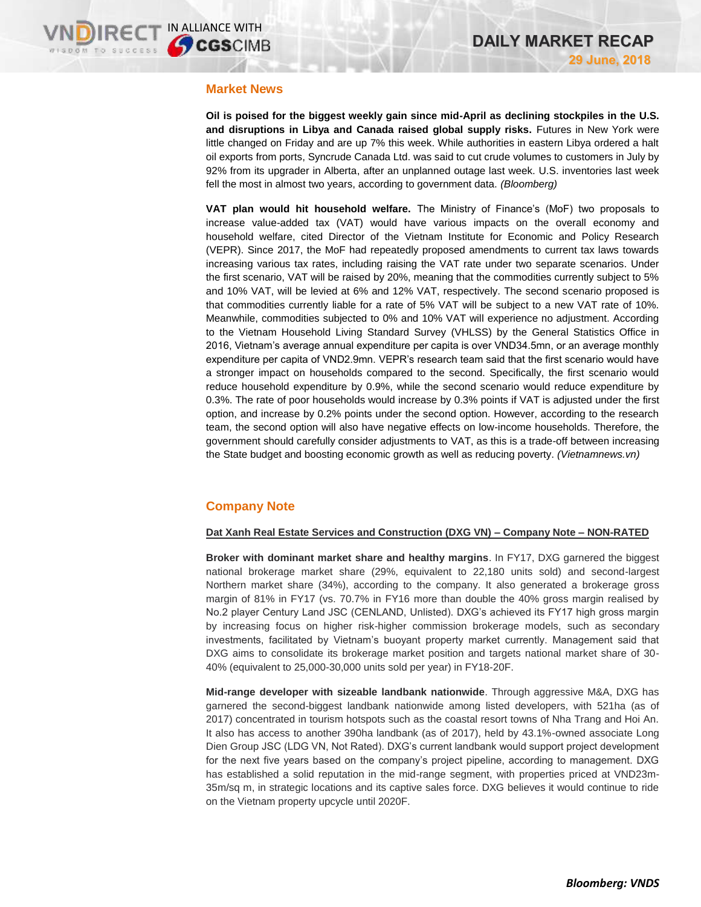## Market News

**Oil is poised for the biggest weekly gain since mid-April as declining stockpiles in the U.S. and disruptions in Libya and Canada raised global supply risks.** Futures in New York were little changed on Friday and are up 7% this week. While authorities in eastern Libya ordered a halt oil exports from ports, Syncrude Canada Ltd. was said to cut crude volumes to customers in July by 92% from its upgrader in Alberta, after an unplanned outage last week. U.S. inventories last week fell the most in almost two years, according to government data. *(Bloomberg)*

**VAT plan would hit household welfare.** The Ministry of Finance's (MoF) two proposals to increase value-added tax (VAT) would have various impacts on the overall economy and household welfare, cited Director of the Vietnam Institute for Economic and Policy Research (VEPR). Since 2017, the MoF had repeatedly proposed amendments to current tax laws towards increasing various tax rates, including raising the VAT rate under two separate scenarios. Under the first scenario, VAT will be raised by 20%, meaning that the commodities currently subject to 5% and 10% VAT, will be levied at 6% and 12% VAT, respectively. The second scenario proposed is that commodities currently liable for a rate of 5% VAT will be subject to a new VAT rate of 10%. Meanwhile, commodities subjected to 0% and 10% VAT will experience no adjustment. According to the Vietnam Household Living Standard Survey (VHLSS) by the General Statistics Office in 2016, Vietnam's average annual expenditure per capita is over VND34.5mn, or an average monthly expenditure per capita of VND2.9mn. VEPR's research team said that the first scenario would have a stronger impact on households compared to the second. Specifically, the first scenario would reduce household expenditure by 0.9%, while the second scenario would reduce expenditure by 0.3%. The rate of poor households would increase by 0.3% points if VAT is adjusted under the first option, and increase by 0.2% points under the second option. However, according to the research team, the second option will also have negative effects on low-income households. Therefore, the government should carefully consider adjustments to VAT, as this is a trade-off between increasing the State budget and boosting economic growth as well as reducing poverty. *(Vietnamnews.vn)*

## Company Note

**Dat Xanh Real Estate Services and Construction (DXG VN) – Company Note – NON-RATED**

**Broker with dominant market share and healthy margins**. In FY17, DXG garnered the biggest national brokerage market share (29%, equivalent to 22,180 units sold) and second-largest Northern market share (34%), according to the company. It also generated a brokerage gross margin of 81% in FY17 (vs. 70.7% in FY16 more than double the 40% gross margin realised by No.2 player Century Land JSC (CENLAND, Unlisted). DXG's achieved its FY17 high gross margin by increasing focus on higher risk-higher commission brokerage models, such as secondary investments, facilitated by Vietnam's buoyant property market currently. Management said that DXG aims to consolidate its brokerage market position and targets national market share of 30-40% (equivalent to 25,000-30,000 units sold per year) in FY18-20F.

**Mid-range developer with sizeable landbank nationwide**. Through aggressive M&A, DXG has garnered the second-biggest landbank nationwide among listed developers, with 521ha (as of 2017) concentrated in tourism hotspots such as the coastal resort towns of Nha Trang and Hoi An. It also has access to another 390ha landbank (as of 2017), held by 43.1%-owned associate Long Dien Group JSC (LDG VN, Not Rated). DXG's current landbank would support project development for the next five years based on the company's project pipeline, according to management. DXG has established a solid reputation in the mid-range segment, with properties priced at VND23m-35m/sq m, in strategic locations and its captive sales force. DXG believes it would continue to ride on the Vietnam property upcycle until 2020F.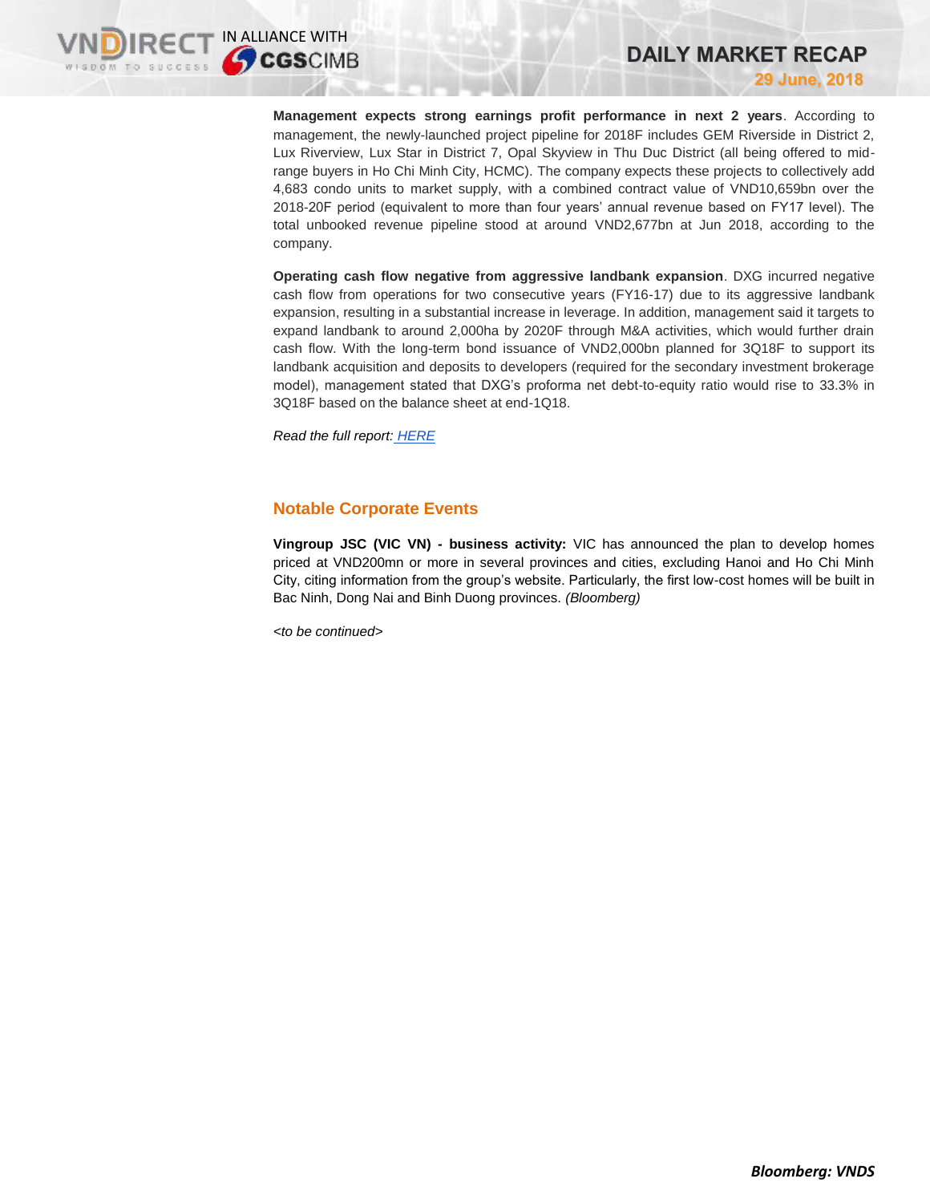**Management expects strong earnings profit performance in next 2 years**. According to management, the newly-launched project pipeline for 2018F includes GEM Riverside in District 2, Lux Riverview, Lux Star in District 7, Opal Skyview in Thu Duc District (all being offered to mid-range buyers in Ho Chi Minh City, HCMC). The company expects these projects to collectively add 4,683 condo units to market supply, with a combined contract value of VND10,659bn over the 2018-20F period (equivalent to more than four years' annual revenue based on FY17 level). The total unbooked revenue pipeline stood at around VND2,677bn at Jun 2018, according to the company.

**Operating cash flow negative from aggressive landbank expansion**. DXG incurred negative cash flow from operations for two consecutive years (FY16-17) due to its aggressive landbank expansion, resulting in a substantial increase in leverage. In addition, management said it targets to expand landbank to around 2,000ha by 2020F through M&A activities, which would further drain cash flow. With the long-term bond issuance of VND2,000bn planned for 3Q18F to support its landbank acquisition and deposits to developers (required for the secondary investment brokerage model), management stated that DXG's proforma net debt-to-equity ratio would rise to 33.3% in 3Q18F based on the balance sheet at end-1Q18.

*Read the full report: HERE*

## Notable Corporate Events

**Vingroup JSC (VIC VN) - business activity:** VIC has announced the plan to develop homes priced at VND200mn or more in several provinces and cities, excluding Hanoi and Ho Chi Minh City, citing information from the group's website. Particularly, the first low-cost homes will be built in Bac Ninh, Dong Nai and Binh Duong provinces. *(Bloomberg)*

*<to be continued>*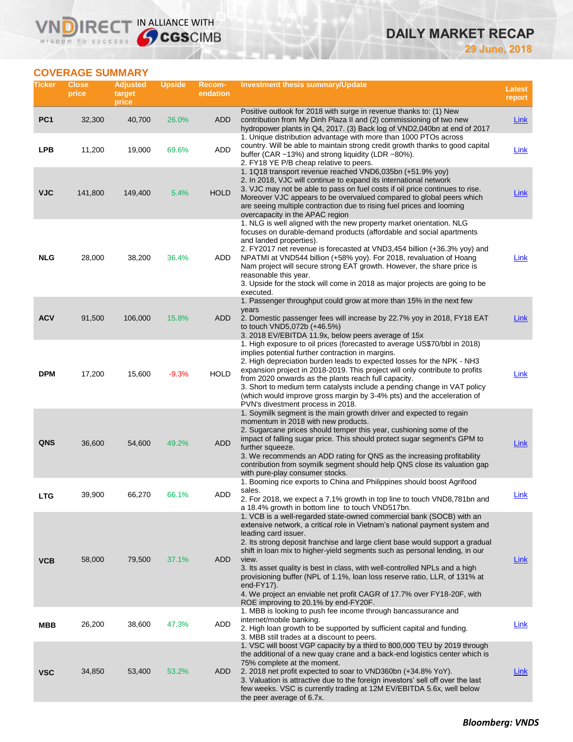# DAILY MARKET RECAP

29 June, 2018

## COVERAGE SUMMARY

| Ticker | Close price | Adjusted target price | Upside | Recom-endation | Investment thesis summary/Update | Latest report |
|---|---|---|---|---|---|---|
| PC1 | 32,300 | 40,700 | 26.0% | ADD | Positive outlook for 2018 with surge in revenue thanks to: (1) New contribution from My Dinh Plaza II and (2) commissioning of two new hydropower plants in Q4, 2017. (3) Back log of VND2,040bn at end of 2017 | Link |
| LPB | 11,200 | 19,000 | 69.6% | ADD | 1. Unique distribution advantage with more than 1000 PTOs across country. Will be able to maintain strong credit growth thanks to good capital buffer (CAR ~13%) and strong liquidity (LDR ~80%).<br>2. FY18 YE P/B cheap relative to peers. | Link |
| VJC | 141,800 | 149,400 | 5.4% | HOLD | 1. 1Q18 transport revenue reached VND6,035bn (+51.9% yoy)<br>2. In 2018, VJC will continue to expand its international network<br>3. VJC may not be able to pass on fuel costs if oil price continues to rise. Moreover VJC appears to be overvalued compared to global peers which are seeing multiple contraction due to rising fuel prices and looming overcapacity in the APAC region | Link |
| NLG | 28,000 | 38,200 | 36.4% | ADD | 1. NLG is well aligned with the new property market orientation. NLG focuses on durable-demand products (affordable and social apartments and landed properties).<br>2. FY2017 net revenue is forecasted at VND3,454 billion (+36.3% yoy) and NPATMI at VND544 billion (+58% yoy). For 2018, revaluation of Hoang Nam project will secure strong EAT growth. However, the share price is reasonable this year.<br>3. Upside for the stock will come in 2018 as major projects are going to be executed. | Link |
| ACV | 91,500 | 106,000 | 15.8% | ADD | 1. Passenger throughput could grow at more than 15% in the next few years<br>2. Domestic passenger fees will increase by 22.7% yoy in 2018, FY18 EAT to touch VND5,072b (+46.5%)<br>3. 2018 EV/EBITDA 11.9x, below peers average of 15x | Link |
| DPM | 17,200 | 15,600 | -9.3% | HOLD | 1. High exposure to oil prices (forecasted to average US$70/bbl in 2018) implies potential further contraction in margins.<br>2. High depreciation burden leads to expected losses for the NPK - NH3 expansion project in 2018-2019. This project will only contribute to profits from 2020 onwards as the plants reach full capacity.<br>3. Short to medium term catalysts include a pending change in VAT policy (which would improve gross margin by 3-4% pts) and the acceleration of PVN's divestment process in 2018. | Link |
| QNS | 36,600 | 54,600 | 49.2% | ADD | 1. Soymilk segment is the main growth driver and expected to regain momentum in 2018 with new products.<br>2. Sugarcane prices should temper this year, cushioning some of the impact of falling sugar price. This should protect sugar segment's GPM to further squeeze.<br>3. We recommends an ADD rating for QNS as the increasing profitability contribution from soymilk segment should help QNS close its valuation gap with pure-play consumer stocks. | Link |
| LTG | 39,900 | 66,270 | 66.1% | ADD | 1. Booming rice exports to China and Philippines should boost Agrifood sales.<br>2. For 2018, we expect a 7.1% growth in top line to touch VND8,781bn and a 18.4% growth in bottom line to touch VND517bn. | Link |
| VCB | 58,000 | 79,500 | 37.1% | ADD | 1. VCB is a well-regarded state-owned commercial bank (SOCB) with an extensive network, a critical role in Vietnam's national payment system and leading card issuer.<br>2. Its strong deposit franchise and large client base would support a gradual shift in loan mix to higher-yield segments such as personal lending, in our view.<br>3. Its asset quality is best in class, with well-controlled NPLs and a high provisioning buffer (NPL of 1.1%, loan loss reserve ratio, LLR, of 131% at end-FY17).<br>4. We project an enviable net profit CAGR of 17.7% over FY18-20F, with ROE improving to 20.1% by end-FY20F. | Link |
| MBB | 26,200 | 38,600 | 47.3% | ADD | 1. MBB is looking to push fee income through bancassurance and internet/mobile banking.<br>2. High loan growth to be supported by sufficient capital and funding.<br>3. MBB still trades at a discount to peers. | Link |
| VSC | 34,850 | 53,400 | 53.2% | ADD | 1. VSC will boost VGP capacity by a third to 800,000 TEU by 2019 through the additional of a new quay crane and a back-end logistics center which is 75% complete at the moment.<br>2. 2018 net profit expected to soar to VND360bn (+34.8% YoY).<br>3. Valuation is attractive due to the foreign investors' sell off over the last few weeks. VSC is currently trading at 12M EV/EBITDA 5.6x, well below the peer average of 6.7x. | Link |

***Bloomberg: VNDS***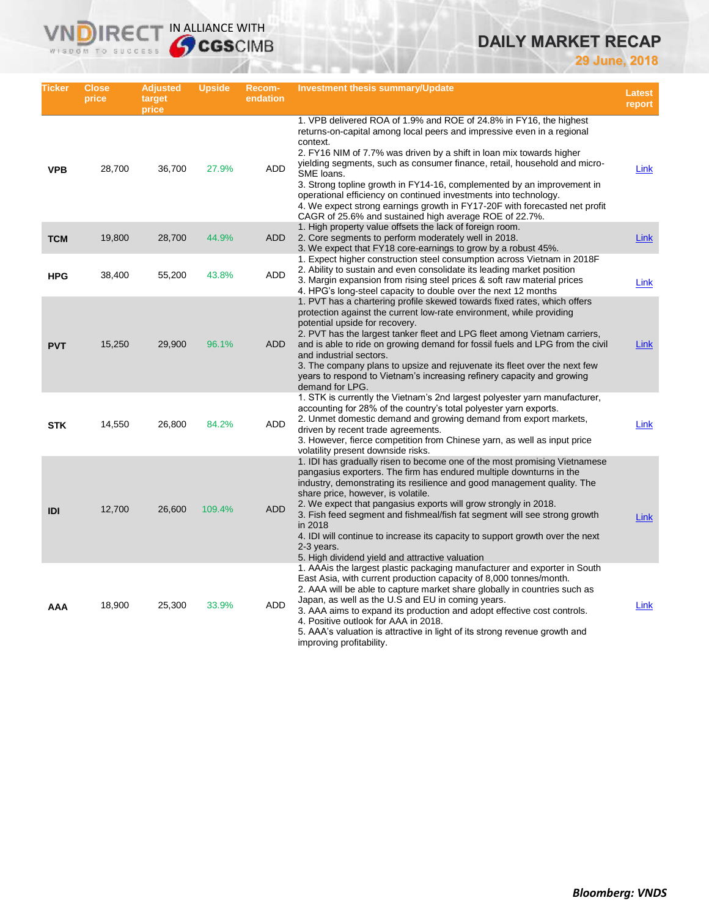# DAILY MARKET RECAP

**29 June, 2018**

| Ticker | Close price | Adjusted target price | Upside | Recom-endation | Investment thesis summary/Update | Latest report |
|---|---|---|---|---|---|---|
| **VPB** | 28,700 | 36,700 | 27.9% | ADD | 1. VPB delivered ROA of 1.9% and ROE of 24.8% in FY16, the highest returns-on-capital among local peers and impressive even in a regional context.<br>2. FY16 NIM of 7.7% was driven by a shift in loan mix towards higher yielding segments, such as consumer finance, retail, household and micro-SME loans.<br>3. Strong topline growth in FY14-16, complemented by an improvement in operational efficiency on continued investments into technology.<br>4. We expect strong earnings growth in FY17-20F with forecasted net profit CAGR of 25.6% and sustained high average ROE of 22.7%. | Link |
| **TCM** | 19,800 | 28,700 | 44.9% | ADD | 1. High property value offsets the lack of foreign room.<br>2. Core segments to perform moderately well in 2018.<br>3. We expect that FY18 core-earnings to grow by a robust 45%. | Link |
| **HPG** | 38,400 | 55,200 | 43.8% | ADD | 1. Expect higher construction steel consumption across Vietnam in 2018F<br>2. Ability to sustain and even consolidate its leading market position<br>3. Margin expansion from rising steel prices & soft raw material prices<br>4. HPG's long-steel capacity to double over the next 12 months | Link |
| **PVT** | 15,250 | 29,900 | 96.1% | ADD | 1. PVT has a chartering profile skewed towards fixed rates, which offers protection against the current low-rate environment, while providing potential upside for recovery.<br>2. PVT has the largest tanker fleet and LPG fleet among Vietnam carriers, and is able to ride on growing demand for fossil fuels and LPG from the civil and industrial sectors.<br>3. The company plans to upsize and rejuvenate its fleet over the next few years to respond to Vietnam's increasing refinery capacity and growing demand for LPG. | Link |
| **STK** | 14,550 | 26,800 | 84.2% | ADD | 1. STK is currently the Vietnam's 2nd largest polyester yarn manufacturer, accounting for 28% of the country's total polyester yarn exports.<br>2. Unmet domestic demand and growing demand from export markets, driven by recent trade agreements.<br>3. However, fierce competition from Chinese yarn, as well as input price volatility present downside risks. | Link |
| **IDI** | 12,700 | 26,600 | 109.4% | ADD | 1. IDI has gradually risen to become one of the most promising Vietnamese pangasius exporters. The firm has endured multiple downturns in the industry, demonstrating its resilience and good management quality. The share price, however, is volatile.<br>2. We expect that pangasius exports will grow strongly in 2018.<br>3. Fish feed segment and fishmeal/fish fat segment will see strong growth in 2018<br>4. IDI will continue to increase its capacity to support growth over the next 2-3 years.<br>5. High dividend yield and attractive valuation | Link |
| **AAA** | 18,900 | 25,300 | 33.9% | ADD | 1. AAAis the largest plastic packaging manufacturer and exporter in South East Asia, with current production capacity of 8,000 tonnes/month.<br>2. AAA will be able to capture market share globally in countries such as Japan, as well as the U.S and EU in coming years.<br>3. AAA aims to expand its production and adopt effective cost controls.<br>4. Positive outlook for AAA in 2018.<br>5. AAA's valuation is attractive in light of its strong revenue growth and improving profitability. | Link |

***Bloomberg: VNDS***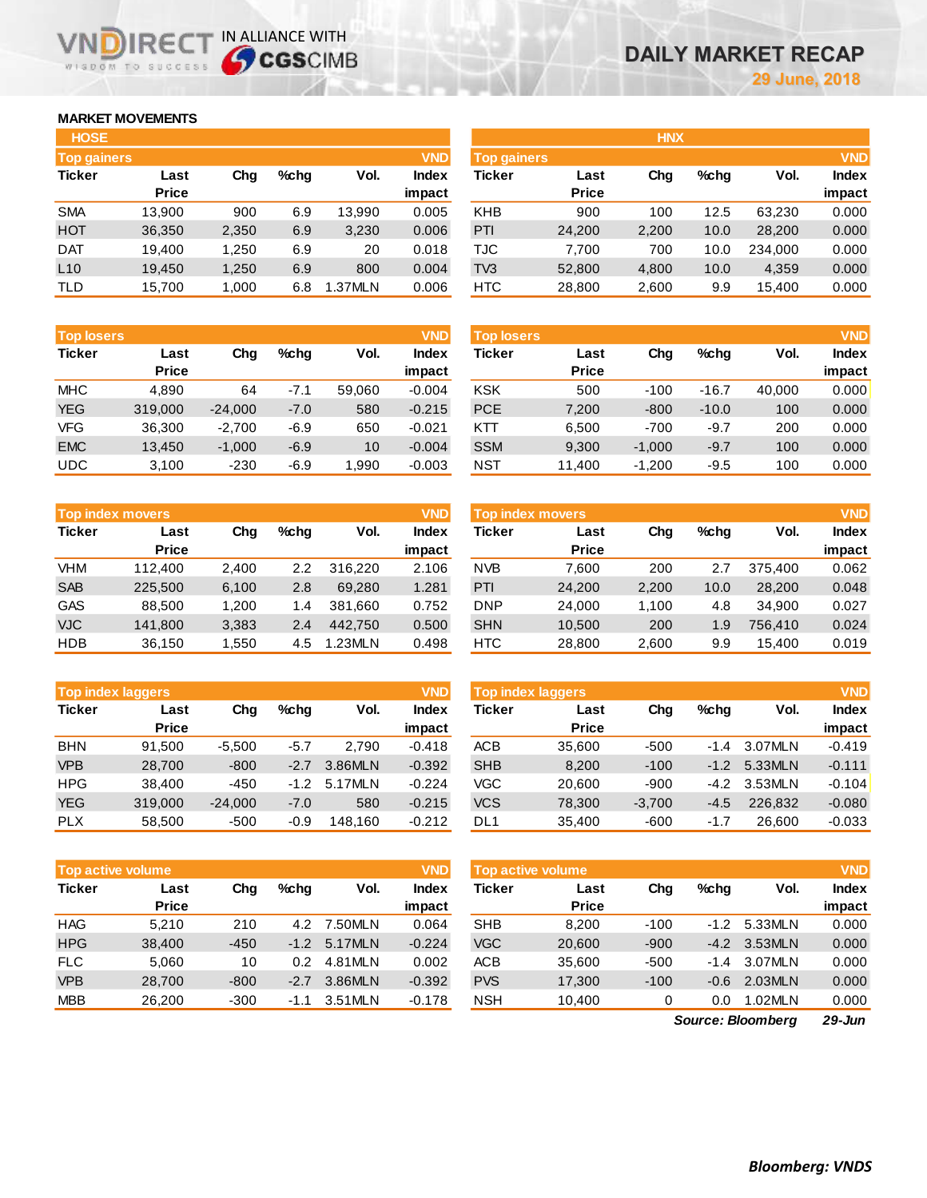# DAILY MARKET RECAP

29 June, 2018

## MARKET MOVEMENTS

### HOSE

| Top gainers | | | | | VND |
|---|---|---|---|---|---|
| Ticker | Last Price | Chg | %chg | Vol. | Index impact |
| SMA | 13,900 | 900 | 6.9 | 13,990 | 0.005 |
| HOT | 36,350 | 2,350 | 6.9 | 3,230 | 0.006 |
| DAT | 19,400 | 1,250 | 6.9 | 20 | 0.018 |
| L10 | 19,450 | 1,250 | 6.9 | 800 | 0.004 |
| TLD | 15,700 | 1,000 | 6.8 | 1.37MLN | 0.006 |

| Top losers | | | | | VND |
|---|---|---|---|---|---|
| Ticker | Last Price | Chg | %chg | Vol. | Index impact |
| MHC | 4,890 | 64 | -7.1 | 59,060 | -0.004 |
| YEG | 319,000 | -24,000 | -7.0 | 580 | -0.215 |
| VFG | 36,300 | -2,700 | -6.9 | 650 | -0.021 |
| EMC | 13,450 | -1,000 | -6.9 | 10 | -0.004 |
| UDC | 3,100 | -230 | -6.9 | 1,990 | -0.003 |

| Top index movers | | | | | VND |
|---|---|---|---|---|---|
| Ticker | Last Price | Chg | %chg | Vol. | Index impact |
| VHM | 112,400 | 2,400 | 2.2 | 316,220 | 2.106 |
| SAB | 225,500 | 6,100 | 2.8 | 69,280 | 1.281 |
| GAS | 88,500 | 1,200 | 1.4 | 381,660 | 0.752 |
| VJC | 141,800 | 3,383 | 2.4 | 442,750 | 0.500 |
| HDB | 36,150 | 1,550 | 4.5 | 1.23MLN | 0.498 |

| Top index laggers | | | | | VND |
|---|---|---|---|---|---|
| Ticker | Last Price | Chg | %chg | Vol. | Index impact |
| BHN | 91,500 | -5,500 | -5.7 | 2,790 | -0.418 |
| VPB | 28,700 | -800 | -2.7 | 3.86MLN | -0.392 |
| HPG | 38,400 | -450 | -1.2 | 5.17MLN | -0.224 |
| YEG | 319,000 | -24,000 | -7.0 | 580 | -0.215 |
| PLX | 58,500 | -500 | -0.9 | 148,160 | -0.212 |

| Top active volume | | | | | VND |
|---|---|---|---|---|---|
| Ticker | Last Price | Chg | %chg | Vol. | Index impact |
| HAG | 5,210 | 210 | 4.2 | 7.50MLN | 0.064 |
| HPG | 38,400 | -450 | -1.2 | 5.17MLN | -0.224 |
| FLC | 5,060 | 10 | 0.2 | 4.81MLN | 0.002 |
| VPB | 28,700 | -800 | -2.7 | 3.86MLN | -0.392 |
| MBB | 26,200 | -300 | -1.1 | 3.51MLN | -0.178 |

### HNX

| Top gainers | | | | | VND |
|---|---|---|---|---|---|
| Ticker | Last Price | Chg | %chg | Vol. | Index impact |
| KHB | 900 | 100 | 12.5 | 63,230 | 0.000 |
| PTI | 24,200 | 2,200 | 10.0 | 28,200 | 0.000 |
| TJC | 7,700 | 700 | 10.0 | 234,000 | 0.000 |
| TV3 | 52,800 | 4,800 | 10.0 | 4,359 | 0.000 |
| HTC | 28,800 | 2,600 | 9.9 | 15,400 | 0.000 |

| Top losers | | | | | VND |
|---|---|---|---|---|---|
| Ticker | Last Price | Chg | %chg | Vol. | Index impact |
| KSK | 500 | -100 | -16.7 | 40,000 | 0.000 |
| PCE | 7,200 | -800 | -10.0 | 100 | 0.000 |
| KTT | 6,500 | -700 | -9.7 | 200 | 0.000 |
| SSM | 9,300 | -1,000 | -9.7 | 100 | 0.000 |
| NST | 11,400 | -1,200 | -9.5 | 100 | 0.000 |

| Top index movers | | | | | VND |
|---|---|---|---|---|---|
| Ticker | Last Price | Chg | %chg | Vol. | Index impact |
| NVB | 7,600 | 200 | 2.7 | 375,400 | 0.062 |
| PTI | 24,200 | 2,200 | 10.0 | 28,200 | 0.048 |
| DNP | 24,000 | 1,100 | 4.8 | 34,900 | 0.027 |
| SHN | 10,500 | 200 | 1.9 | 756,410 | 0.024 |
| HTC | 28,800 | 2,600 | 9.9 | 15,400 | 0.019 |

| Top index laggers | | | | | VND |
|---|---|---|---|---|---|
| Ticker | Last Price | Chg | %chg | Vol. | Index impact |
| ACB | 35,600 | -500 | -1.4 | 3.07MLN | -0.419 |
| SHB | 8,200 | -100 | -1.2 | 5.33MLN | -0.111 |
| VGC | 20,600 | -900 | -4.2 | 3.53MLN | -0.104 |
| VCS | 78,300 | -3,700 | -4.5 | 226,832 | -0.080 |
| DL1 | 35,400 | -600 | -1.7 | 26,600 | -0.033 |

| Top active volume | | | | | VND |
|---|---|---|---|---|---|
| Ticker | Last Price | Chg | %chg | Vol. | Index impact |
| SHB | 8,200 | -100 | -1.2 | 5.33MLN | 0.000 |
| VGC | 20,600 | -900 | -4.2 | 3.53MLN | 0.000 |
| ACB | 35,600 | -500 | -1.4 | 3.07MLN | 0.000 |
| PVS | 17,300 | -100 | -0.6 | 2.03MLN | 0.000 |
| NSH | 10,400 | 0 | 0.0 | 1.02MLN | 0.000 |

*Source: Bloomberg* *29-Jun*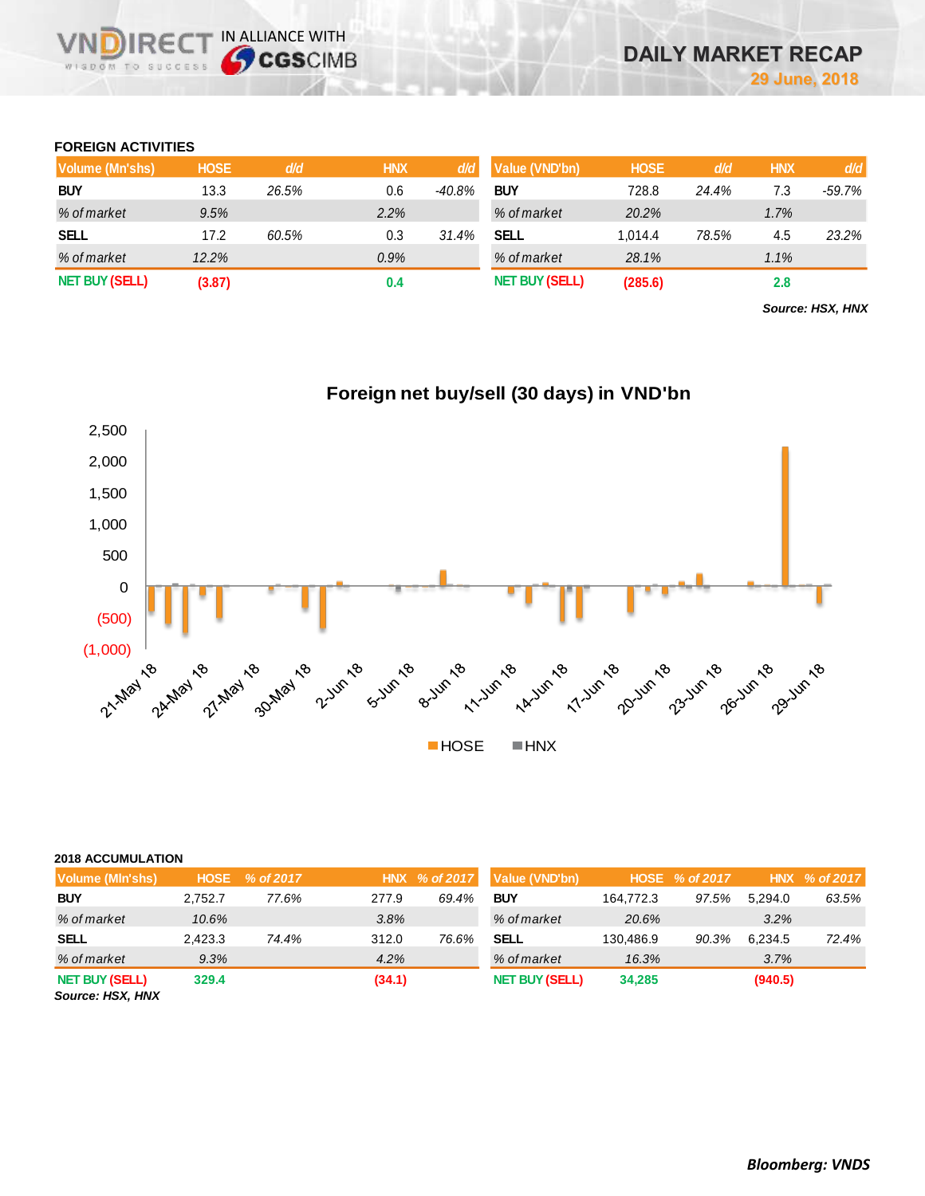# DAILY MARKET RECAP

29 June, 2018

### FOREIGN ACTIVITIES

| Volume (Mn'shs) | HOSE | d/d | HNX | d/d |
|---|---|---|---|---|
| BUY | 13.3 | 26.5% | 0.6 | -40.8% |
| % of market | 9.5% | | 2.2% | |
| SELL | 17.2 | 60.5% | 0.3 | 31.4% |
| % of market | 12.2% | | 0.9% | |
| NET BUY (SELL) | (3.87) | | 0.4 | |

| Value (VND'bn) | HOSE | d/d | HNX | d/d |
|---|---|---|---|---|
| BUY | 728.8 | 24.4% | 7.3 | -59.7% |
| % of market | 20.2% | | 1.7% | |
| SELL | 1,014.4 | 78.5% | 4.5 | 23.2% |
| % of market | 28.1% | | 1.1% | |
| NET BUY (SELL) | (285.6) | | 2.8 | |

*Source: HSX, HNX*

**Foreign net buy/sell (30 days) in VND'bn**

### 2018 ACCUMULATION

| Volume (Mln'shs) | HOSE | % of 2017 | HNX | % of 2017 |
|---|---|---|---|---|
| BUY | 2,752.7 | 77.6% | 277.9 | 69.4% |
| % of market | 10.6% | | 3.8% | |
| SELL | 2,423.3 | 74.4% | 312.0 | 76.6% |
| % of market | 9.3% | | 4.2% | |
| NET BUY (SELL) | 329.4 | | (34.1) | |

| Value (VND'bn) | HOSE | % of 2017 | HNX | % of 2017 |
|---|---|---|---|---|
| BUY | 164,772.3 | 97.5% | 5,294.0 | 63.5% |
| % of market | 20.6% | | 3.2% | |
| SELL | 130,486.9 | 90.3% | 6,234.5 | 72.4% |
| % of market | 16.3% | | 3.7% | |
| NET BUY (SELL) | 34,285 | | (940.5) | |

*Source: HSX, HNX*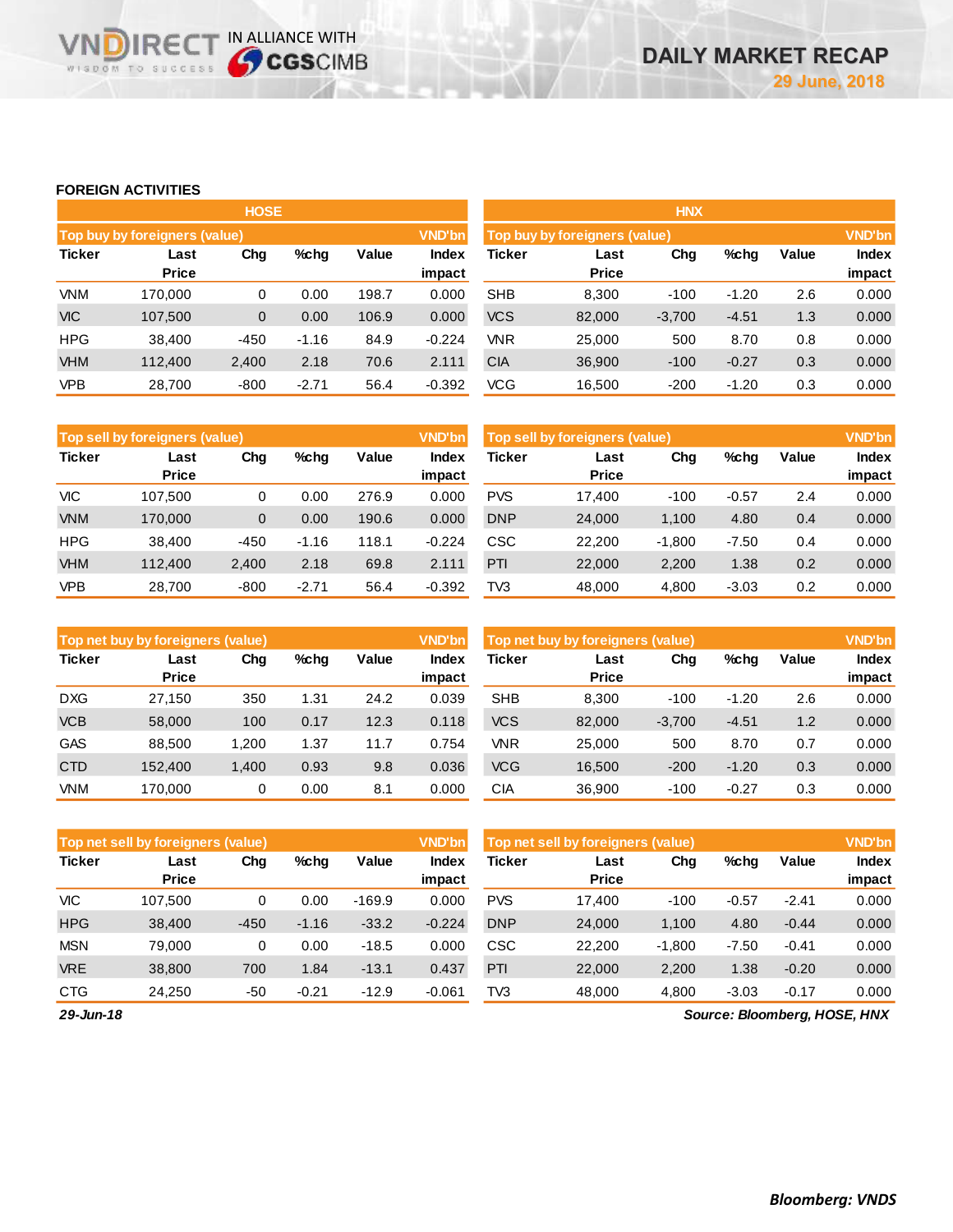## FOREIGN ACTIVITIES

### HOSE

| Top buy by foreigners (value) | | | | | VND'bn |
|---|---|---|---|---|---|
| Ticker | Last Price | Chg | %chg | Value | Index impact |
| VNM | 170,000 | 0 | 0.00 | 198.7 | 0.000 |
| VIC | 107,500 | 0 | 0.00 | 106.9 | 0.000 |
| HPG | 38,400 | -450 | -1.16 | 84.9 | -0.224 |
| VHM | 112,400 | 2,400 | 2.18 | 70.6 | 2.111 |
| VPB | 28,700 | -800 | -2.71 | 56.4 | -0.392 |

| Top sell by foreigners (value) | | | | | VND'bn |
|---|---|---|---|---|---|
| Ticker | Last Price | Chg | %chg | Value | Index impact |
| VIC | 107,500 | 0 | 0.00 | 276.9 | 0.000 |
| VNM | 170,000 | 0 | 0.00 | 190.6 | 0.000 |
| HPG | 38,400 | -450 | -1.16 | 118.1 | -0.224 |
| VHM | 112,400 | 2,400 | 2.18 | 69.8 | 2.111 |
| VPB | 28,700 | -800 | -2.71 | 56.4 | -0.392 |

| Top net buy by foreigners (value) | | | | | VND'bn |
|---|---|---|---|---|---|
| Ticker | Last Price | Chg | %chg | Value | Index impact |
| DXG | 27,150 | 350 | 1.31 | 24.2 | 0.039 |
| VCB | 58,000 | 100 | 0.17 | 12.3 | 0.118 |
| GAS | 88,500 | 1,200 | 1.37 | 11.7 | 0.754 |
| CTD | 152,400 | 1,400 | 0.93 | 9.8 | 0.036 |
| VNM | 170,000 | 0 | 0.00 | 8.1 | 0.000 |

| Top net sell by foreigners (value) | | | | | VND'bn |
|---|---|---|---|---|---|
| Ticker | Last Price | Chg | %chg | Value | Index impact |
| VIC | 107,500 | 0 | 0.00 | -169.9 | 0.000 |
| HPG | 38,400 | -450 | -1.16 | -33.2 | -0.224 |
| MSN | 79,000 | 0 | 0.00 | -18.5 | 0.000 |
| VRE | 38,800 | 700 | 1.84 | -13.1 | 0.437 |
| CTG | 24,250 | -50 | -0.21 | -12.9 | -0.061 |

### HNX

| Top buy by foreigners (value) | | | | | VND'bn |
|---|---|---|---|---|---|
| Ticker | Last Price | Chg | %chg | Value | Index impact |
| SHB | 8,300 | -100 | -1.20 | 2.6 | 0.000 |
| VCS | 82,000 | -3,700 | -4.51 | 1.3 | 0.000 |
| VNR | 25,000 | 500 | 8.70 | 0.8 | 0.000 |
| CIA | 36,900 | -100 | -0.27 | 0.3 | 0.000 |
| VCG | 16,500 | -200 | -1.20 | 0.3 | 0.000 |

| Top sell by foreigners (value) | | | | | VND'bn |
|---|---|---|---|---|---|
| Ticker | Last Price | Chg | %chg | Value | Index impact |
| PVS | 17,400 | -100 | -0.57 | 2.4 | 0.000 |
| DNP | 24,000 | 1,100 | 4.80 | 0.4 | 0.000 |
| CSC | 22,200 | -1,800 | -7.50 | 0.4 | 0.000 |
| PTI | 22,000 | 2,200 | 1.38 | 0.2 | 0.000 |
| TV3 | 48,000 | 4,800 | -3.03 | 0.2 | 0.000 |

| Top net buy by foreigners (value) | | | | | VND'bn |
|---|---|---|---|---|---|
| Ticker | Last Price | Chg | %chg | Value | Index impact |
| SHB | 8,300 | -100 | -1.20 | 2.6 | 0.000 |
| VCS | 82,000 | -3,700 | -4.51 | 1.2 | 0.000 |
| VNR | 25,000 | 500 | 8.70 | 0.7 | 0.000 |
| VCG | 16,500 | -200 | -1.20 | 0.3 | 0.000 |
| CIA | 36,900 | -100 | -0.27 | 0.3 | 0.000 |

| Top net sell by foreigners (value) | | | | | VND'bn |
|---|---|---|---|---|---|
| Ticker | Last Price | Chg | %chg | Value | Index impact |
| PVS | 17,400 | -100 | -0.57 | -2.41 | 0.000 |
| DNP | 24,000 | 1,100 | 4.80 | -0.44 | 0.000 |
| CSC | 22,200 | -1,800 | -7.50 | -0.41 | 0.000 |
| PTI | 22,000 | 2,200 | 1.38 | -0.20 | 0.000 |
| TV3 | 48,000 | 4,800 | -3.03 | -0.17 | 0.000 |

*29-Jun-18*

*Source: Bloomberg, HOSE, HNX*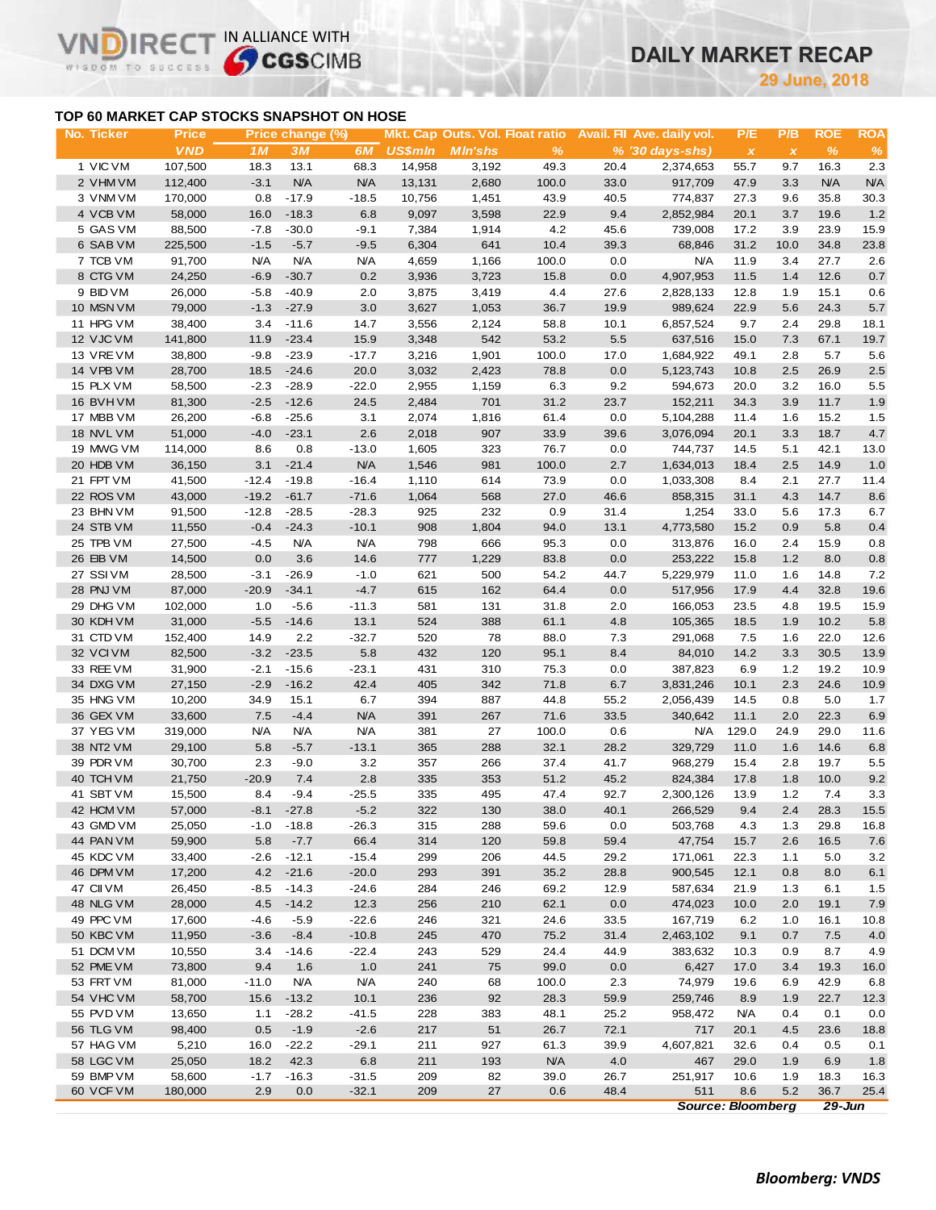# TOP 60 MARKET CAP STOCKS SNAPSHOT ON HOSE

| No. | Ticker | Price | Price change (%) | | | Mkt. Cap | Outs. Vol. | Float ratio | Avail. FII | Ave. daily vol. | P/E | P/B | ROE | ROA |
|---|---|---|---|---|---|---|---|---|---|---|---|---|---|---|
| | | VND | 1M | 3M | 6M | US$mln | Mln'shs | % | % | (30 days-shs) | x | x | % | % |
| 1 | VIC VM | 107,500 | 18.3 | 13.1 | 68.3 | 14,958 | 3,192 | 49.3 | 20.4 | 2,374,653 | 55.7 | 9.7 | 16.3 | 2.3 |
| 2 | VHM VM | 112,400 | -3.1 | N/A | N/A | 13,131 | 2,680 | 100.0 | 33.0 | 917,709 | 47.9 | 3.3 | N/A | N/A |
| 3 | VNM VM | 170,000 | 0.8 | -17.9 | -18.5 | 10,756 | 1,451 | 43.9 | 40.5 | 774,837 | 27.3 | 9.6 | 35.8 | 30.3 |
| 4 | VCB VM | 58,000 | 16.0 | -18.3 | 6.8 | 9,097 | 3,598 | 22.9 | 9.4 | 2,852,984 | 20.1 | 3.7 | 19.6 | 1.2 |
| 5 | GAS VM | 88,500 | -7.8 | -30.0 | -9.1 | 7,384 | 1,914 | 4.2 | 45.6 | 739,008 | 17.2 | 3.9 | 23.9 | 15.9 |
| 6 | SAB VM | 225,500 | -1.5 | -5.7 | -9.5 | 6,304 | 641 | 10.4 | 39.3 | 68,846 | 31.2 | 10.0 | 34.8 | 23.8 |
| 7 | TCB VM | 91,700 | N/A | N/A | N/A | 4,659 | 1,166 | 100.0 | 0.0 | N/A | 11.9 | 3.4 | 27.7 | 2.6 |
| 8 | CTG VM | 24,250 | -6.9 | -30.7 | 0.2 | 3,936 | 3,723 | 15.8 | 0.0 | 4,907,953 | 11.5 | 1.4 | 12.6 | 0.7 |
| 9 | BID VM | 26,000 | -5.8 | -40.9 | 2.0 | 3,875 | 3,419 | 4.4 | 27.6 | 2,828,133 | 12.8 | 1.9 | 15.1 | 0.6 |
| 10 | MSN VM | 79,000 | -1.3 | -27.9 | 3.0 | 3,627 | 1,053 | 36.7 | 19.9 | 989,624 | 22.9 | 5.6 | 24.3 | 5.7 |
| 11 | HPG VM | 38,400 | 3.4 | -11.6 | 14.7 | 3,556 | 2,124 | 58.8 | 10.1 | 6,857,524 | 9.7 | 2.4 | 29.8 | 18.1 |
| 12 | VJC VM | 141,800 | 11.9 | -23.4 | 15.9 | 3,348 | 542 | 53.2 | 5.5 | 637,516 | 15.0 | 7.3 | 67.1 | 19.7 |
| 13 | VRE VM | 38,800 | -9.8 | -23.9 | -17.7 | 3,216 | 1,901 | 100.0 | 17.0 | 1,684,922 | 49.1 | 2.8 | 5.7 | 5.6 |
| 14 | VPB VM | 28,700 | 18.5 | -24.6 | 20.0 | 3,032 | 2,423 | 78.8 | 0.0 | 5,123,743 | 10.8 | 2.5 | 26.9 | 2.5 |
| 15 | PLX VM | 58,500 | -2.3 | -28.9 | -22.0 | 2,955 | 1,159 | 6.3 | 9.2 | 594,673 | 20.0 | 3.2 | 16.0 | 5.5 |
| 16 | BVH VM | 81,300 | -2.5 | -12.6 | 24.5 | 2,484 | 701 | 31.2 | 23.7 | 152,211 | 34.3 | 3.9 | 11.7 | 1.9 |
| 17 | MBB VM | 26,200 | -6.8 | -25.6 | 3.1 | 2,074 | 1,816 | 61.4 | 0.0 | 5,104,288 | 11.4 | 1.6 | 15.2 | 1.5 |
| 18 | NVL VM | 51,000 | -4.0 | -23.1 | 2.6 | 2,018 | 907 | 33.9 | 39.6 | 3,076,094 | 20.1 | 3.3 | 18.7 | 4.7 |
| 19 | MWG VM | 114,000 | 8.6 | 0.8 | -13.0 | 1,605 | 323 | 76.7 | 0.0 | 744,737 | 14.5 | 5.1 | 42.1 | 13.0 |
| 20 | HDB VM | 36,150 | 3.1 | -21.4 | N/A | 1,546 | 981 | 100.0 | 2.7 | 1,634,013 | 18.4 | 2.5 | 14.9 | 1.0 |
| 21 | FPT VM | 41,500 | -12.4 | -19.8 | -16.4 | 1,110 | 614 | 73.9 | 0.0 | 1,033,308 | 8.4 | 2.1 | 27.7 | 11.4 |
| 22 | ROS VM | 43,000 | -19.2 | -61.7 | -71.6 | 1,064 | 568 | 27.0 | 46.6 | 858,315 | 31.1 | 4.3 | 14.7 | 8.6 |
| 23 | BHN VM | 91,500 | -12.8 | -28.5 | -28.3 | 925 | 232 | 0.9 | 31.4 | 1,254 | 33.0 | 5.6 | 17.3 | 6.7 |
| 24 | STB VM | 11,550 | -0.4 | -24.3 | -10.1 | 908 | 1,804 | 94.0 | 13.1 | 4,773,580 | 15.2 | 0.9 | 5.8 | 0.4 |
| 25 | TPB VM | 27,500 | -4.5 | N/A | N/A | 798 | 666 | 95.3 | 0.0 | 313,876 | 16.0 | 2.4 | 15.9 | 0.8 |
| 26 | EIB VM | 14,500 | 0.0 | 3.6 | 14.6 | 777 | 1,229 | 83.8 | 0.0 | 253,222 | 15.8 | 1.2 | 8.0 | 0.8 |
| 27 | SSI VM | 28,500 | -3.1 | -26.9 | -1.0 | 621 | 500 | 54.2 | 44.7 | 5,229,979 | 11.0 | 1.6 | 14.8 | 7.2 |
| 28 | PNJ VM | 87,000 | -20.9 | -34.1 | -4.7 | 615 | 162 | 64.4 | 0.0 | 517,956 | 17.9 | 4.4 | 32.8 | 19.6 |
| 29 | DHG VM | 102,000 | 1.0 | -5.6 | -11.3 | 581 | 131 | 31.8 | 2.0 | 166,053 | 23.5 | 4.8 | 19.5 | 15.9 |
| 30 | KDH VM | 31,000 | -5.5 | -14.6 | 13.1 | 524 | 388 | 61.1 | 4.8 | 105,365 | 18.5 | 1.9 | 10.2 | 5.8 |
| 31 | CTD VM | 152,400 | 14.9 | 2.2 | -32.7 | 520 | 78 | 88.0 | 7.3 | 291,068 | 7.5 | 1.6 | 22.0 | 12.6 |
| 32 | VCI VM | 82,500 | -3.2 | -23.5 | 5.8 | 432 | 120 | 95.1 | 8.4 | 84,010 | 14.2 | 3.3 | 30.5 | 13.9 |
| 33 | REE VM | 31,900 | -2.1 | -15.6 | -23.1 | 431 | 310 | 75.3 | 0.0 | 387,823 | 6.9 | 1.2 | 19.2 | 10.9 |
| 34 | DXG VM | 27,150 | -2.9 | -16.2 | 42.4 | 405 | 342 | 71.8 | 6.7 | 3,831,246 | 10.1 | 2.3 | 24.6 | 10.9 |
| 35 | HNG VM | 10,200 | 34.9 | 15.1 | 6.7 | 394 | 887 | 44.8 | 55.2 | 2,056,439 | 14.5 | 0.8 | 5.0 | 1.7 |
| 36 | GEX VM | 33,600 | 7.5 | -4.4 | N/A | 391 | 267 | 71.6 | 33.5 | 340,642 | 11.1 | 2.0 | 22.3 | 6.9 |
| 37 | YEG VM | 319,000 | N/A | N/A | N/A | 381 | 27 | 100.0 | 0.6 | N/A | 129.0 | 24.9 | 29.0 | 11.6 |
| 38 | NT2 VM | 29,100 | 5.8 | -5.7 | -13.1 | 365 | 288 | 32.1 | 28.2 | 329,729 | 11.0 | 1.6 | 14.6 | 6.8 |
| 39 | PDR VM | 30,700 | 2.3 | -9.0 | 3.2 | 357 | 266 | 37.4 | 41.7 | 968,279 | 15.4 | 2.8 | 19.7 | 5.5 |
| 40 | TCH VM | 21,750 | -20.9 | 7.4 | 2.8 | 335 | 353 | 51.2 | 45.2 | 824,384 | 17.8 | 1.8 | 10.0 | 9.2 |
| 41 | SBT VM | 15,500 | 8.4 | -9.4 | -25.5 | 335 | 495 | 47.4 | 92.7 | 2,300,126 | 13.9 | 1.2 | 7.4 | 3.3 |
| 42 | HCM VM | 57,000 | -8.1 | -27.8 | -5.2 | 322 | 130 | 38.0 | 40.1 | 266,529 | 9.4 | 2.4 | 28.3 | 15.5 |
| 43 | GMD VM | 25,050 | -1.0 | -18.8 | -26.3 | 315 | 288 | 59.6 | 0.0 | 503,768 | 4.3 | 1.3 | 29.8 | 16.8 |
| 44 | PAN VM | 59,900 | 5.8 | -7.7 | 66.4 | 314 | 120 | 59.8 | 59.4 | 47,754 | 15.7 | 2.6 | 16.5 | 7.6 |
| 45 | KDC VM | 33,400 | -2.6 | -12.1 | -15.4 | 299 | 206 | 44.5 | 29.2 | 171,061 | 22.3 | 1.1 | 5.0 | 3.2 |
| 46 | DPM VM | 17,200 | 4.2 | -21.6 | -20.0 | 293 | 391 | 35.2 | 28.8 | 900,545 | 12.1 | 0.8 | 8.0 | 6.1 |
| 47 | CII VM | 26,450 | -8.5 | -14.3 | -24.6 | 284 | 246 | 69.2 | 12.9 | 587,634 | 21.9 | 1.3 | 6.1 | 1.5 |
| 48 | NLG VM | 28,000 | 4.5 | -14.2 | 12.3 | 256 | 210 | 62.1 | 0.0 | 474,023 | 10.0 | 2.0 | 19.1 | 7.9 |
| 49 | PPC VM | 17,600 | -4.6 | -5.9 | -22.6 | 246 | 321 | 24.6 | 33.5 | 167,719 | 6.2 | 1.0 | 16.1 | 10.8 |
| 50 | KBC VM | 11,950 | -3.6 | -8.4 | -10.8 | 245 | 470 | 75.2 | 31.4 | 2,463,102 | 9.1 | 0.7 | 7.5 | 4.0 |
| 51 | DCM VM | 10,550 | 3.4 | -14.6 | -22.4 | 243 | 529 | 24.4 | 44.9 | 383,632 | 10.3 | 0.9 | 8.7 | 4.9 |
| 52 | PME VM | 73,800 | 9.4 | 1.6 | 1.0 | 241 | 75 | 99.0 | 0.0 | 6,427 | 17.0 | 3.4 | 19.3 | 16.0 |
| 53 | FRT VM | 81,000 | -11.0 | N/A | N/A | 240 | 68 | 100.0 | 2.3 | 74,979 | 19.6 | 6.9 | 42.9 | 6.8 |
| 54 | VHC VM | 58,700 | 15.6 | -13.2 | 10.1 | 236 | 92 | 28.3 | 59.9 | 259,746 | 8.9 | 1.9 | 22.7 | 12.3 |
| 55 | PVD VM | 13,650 | 1.1 | -28.2 | -41.5 | 228 | 383 | 48.1 | 25.2 | 958,472 | N/A | 0.4 | 0.1 | 0.0 |
| 56 | TLG VM | 98,400 | 0.5 | -1.9 | -2.6 | 217 | 51 | 26.7 | 72.1 | 717 | 20.1 | 4.5 | 23.6 | 18.8 |
| 57 | HAG VM | 5,210 | 16.0 | -22.2 | -29.1 | 211 | 927 | 61.3 | 39.9 | 4,607,821 | 32.6 | 0.4 | 0.5 | 0.1 |
| 58 | LGC VM | 25,050 | 18.2 | 42.3 | 6.8 | 211 | 193 | N/A | 4.0 | 467 | 29.0 | 1.9 | 6.9 | 1.8 |
| 59 | BMP VM | 58,600 | -1.7 | -16.3 | -31.5 | 209 | 82 | 39.0 | 26.7 | 251,917 | 10.6 | 1.9 | 18.3 | 16.3 |
| 60 | VCF VM | 180,000 | 2.9 | 0.0 | -32.1 | 209 | 27 | 0.6 | 48.4 | 511 | 8.6 | 5.2 | 36.7 | 25.4 |

*Source: Bloomberg* *29-Jun*

***Bloomberg: VNDS***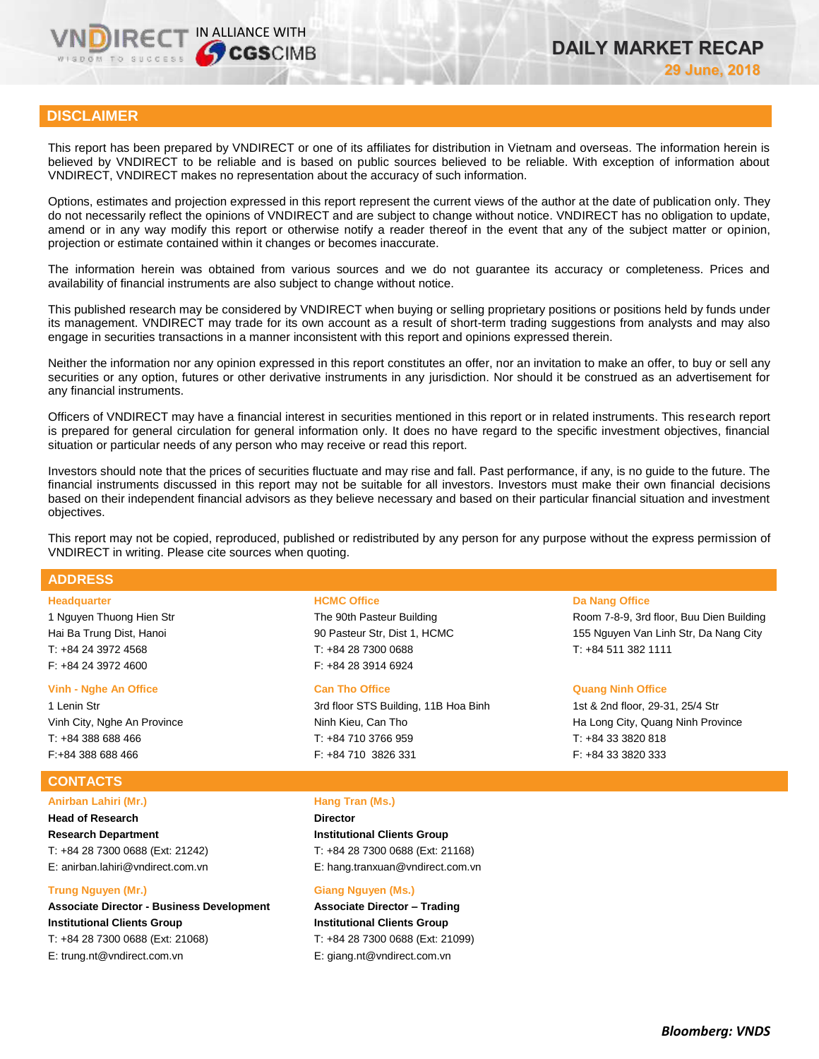# DISCLAIMER

This report has been prepared by VNDIRECT or one of its affiliates for distribution in Vietnam and overseas. The information herein is believed by VNDIRECT to be reliable and is based on public sources believed to be reliable. With exception of information about VNDIRECT, VNDIRECT makes no representation about the accuracy of such information.

Options, estimates and projection expressed in this report represent the current views of the author at the date of publication only. They do not necessarily reflect the opinions of VNDIRECT and are subject to change without notice. VNDIRECT has no obligation to update, amend or in any way modify this report or otherwise notify a reader thereof in the event that any of the subject matter or opinion, projection or estimate contained within it changes or becomes inaccurate.

The information herein was obtained from various sources and we do not guarantee its accuracy or completeness. Prices and availability of financial instruments are also subject to change without notice.

This published research may be considered by VNDIRECT when buying or selling proprietary positions or positions held by funds under its management. VNDIRECT may trade for its own account as a result of short-term trading suggestions from analysts and may also engage in securities transactions in a manner inconsistent with this report and opinions expressed therein.

Neither the information nor any opinion expressed in this report constitutes an offer, nor an invitation to make an offer, to buy or sell any securities or any option, futures or other derivative instruments in any jurisdiction. Nor should it be construed as an advertisement for any financial instruments.

Officers of VNDIRECT may have a financial interest in securities mentioned in this report or in related instruments. This research report is prepared for general circulation for general information only. It does no have regard to the specific investment objectives, financial situation or particular needs of any person who may receive or read this report.

Investors should note that the prices of securities fluctuate and may rise and fall. Past performance, if any, is no guide to the future. The financial instruments discussed in this report may not be suitable for all investors. Investors must make their own financial decisions based on their independent financial advisors as they believe necessary and based on their particular financial situation and investment objectives.

This report may not be copied, reproduced, published or redistributed by any person for any purpose without the express permission of VNDIRECT in writing. Please cite sources when quoting.

# ADDRESS

**Headquarter**
1 Nguyen Thuong Hien Str
Hai Ba Trung Dist, Hanoi
T: +84 24 3972 4568
F: +84 24 3972 4600

**HCMC Office**
The 90th Pasteur Building
90 Pasteur Str, Dist 1, HCMC
T: +84 28 7300 0688
F: +84 28 3914 6924

**Da Nang Office**
Room 7-8-9, 3rd floor, Buu Dien Building
155 Nguyen Van Linh Str, Da Nang City
T: +84 511 382 1111

**Vinh - Nghe An Office**
1 Lenin Str
Vinh City, Nghe An Province
T: +84 388 688 466
F:+84 388 688 466

**Can Tho Office**
3rd floor STS Building, 11B Hoa Binh
Ninh Kieu, Can Tho
T: +84 710 3766 959
F: +84 710 3826 331

**Quang Ninh Office**
1st & 2nd floor, 29-31, 25/4 Str
Ha Long City, Quang Ninh Province
T: +84 33 3820 818
F: +84 33 3820 333

# CONTACTS

**Anirban Lahiri (Mr.)**
**Head of Research**
**Research Department**
T: +84 28 7300 0688 (Ext: 21242)
E: anirban.lahiri@vndirect.com.vn

**Hang Tran (Ms.)**
**Director**
**Institutional Clients Group**
T: +84 28 7300 0688 (Ext: 21168)
E: hang.tranxuan@vndirect.com.vn

**Trung Nguyen (Mr.)**
**Associate Director - Business Development**
**Institutional Clients Group**
T: +84 28 7300 0688 (Ext: 21068)
E: trung.nt@vndirect.com.vn

**Giang Nguyen (Ms.)**
**Associate Director – Trading**
**Institutional Clients Group**
T: +84 28 7300 0688 (Ext: 21099)
E: giang.nt@vndirect.com.vn

*Bloomberg: VNDS*